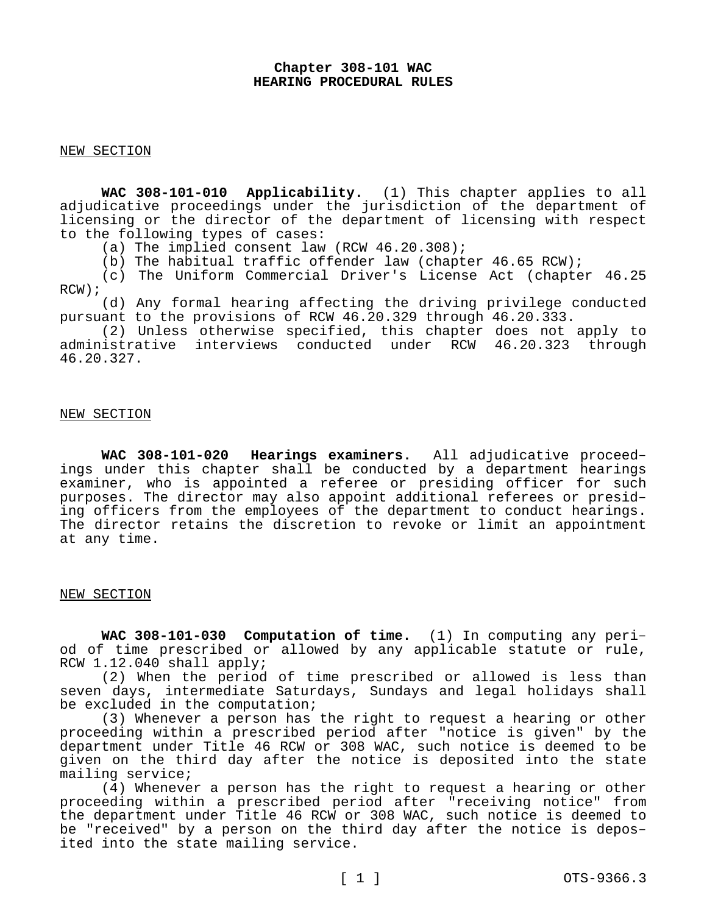# Chapter 308-101 WAC
# HEARING PROCEDURAL RULES

NEW SECTION

**WAC 308-101-010 Applicability.** (1) This chapter applies to all adjudicative proceedings under the jurisdiction of the department of licensing or the director of the department of licensing with respect to the following types of cases:

(a) The implied consent law (RCW 46.20.308);

(b) The habitual traffic offender law (chapter 46.65 RCW);

(c) The Uniform Commercial Driver's License Act (chapter 46.25 RCW);

(d) Any formal hearing affecting the driving privilege conducted pursuant to the provisions of RCW 46.20.329 through 46.20.333.

(2) Unless otherwise specified, this chapter does not apply to administrative interviews conducted under RCW 46.20.323 through 46.20.327.

NEW SECTION

**WAC 308-101-020 Hearings examiners.** All adjudicative proceedings under this chapter shall be conducted by a department hearings examiner, who is appointed a referee or presiding officer for such purposes. The director may also appoint additional referees or presiding officers from the employees of the department to conduct hearings. The director retains the discretion to revoke or limit an appointment at any time.

NEW SECTION

**WAC 308-101-030 Computation of time.** (1) In computing any period of time prescribed or allowed by any applicable statute or rule, RCW 1.12.040 shall apply;

(2) When the period of time prescribed or allowed is less than seven days, intermediate Saturdays, Sundays and legal holidays shall be excluded in the computation;

(3) Whenever a person has the right to request a hearing or other proceeding within a prescribed period after "notice is given" by the department under Title 46 RCW or 308 WAC, such notice is deemed to be given on the third day after the notice is deposited into the state mailing service;

(4) Whenever a person has the right to request a hearing or other proceeding within a prescribed period after "receiving notice" from the department under Title 46 RCW or 308 WAC, such notice is deemed to be "received" by a person on the third day after the notice is deposited into the state mailing service.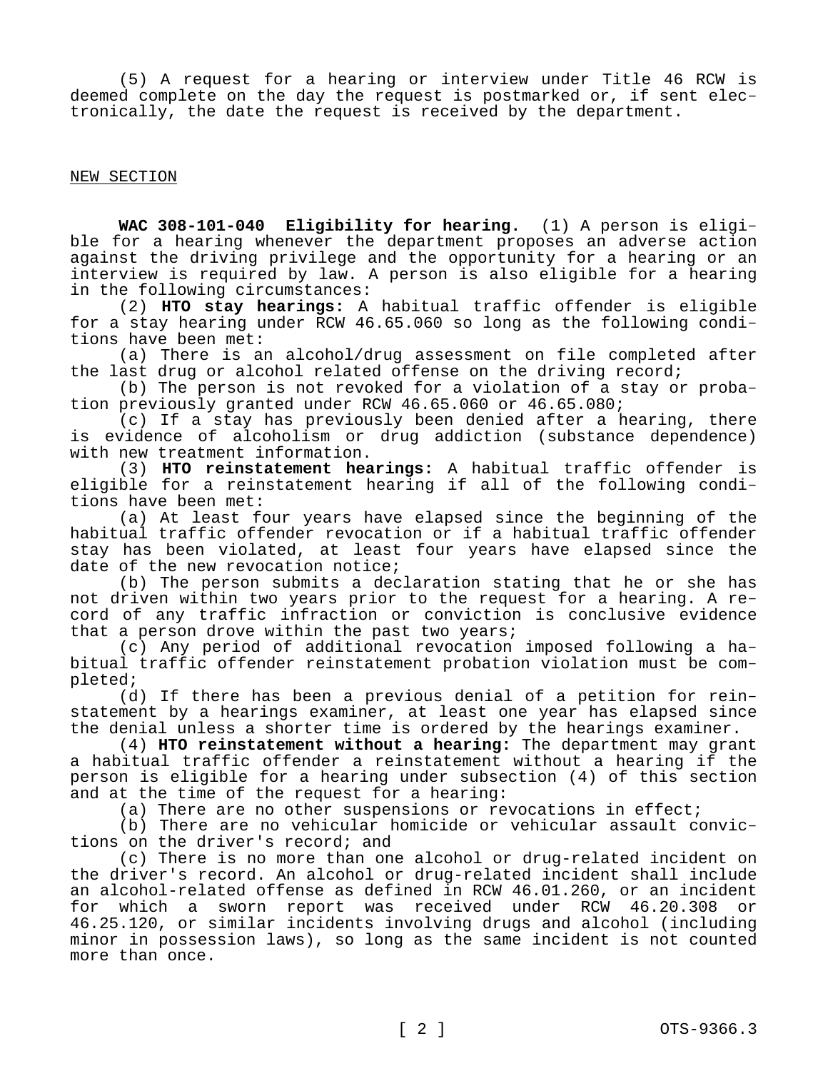(5) A request for a hearing or interview under Title 46 RCW is deemed complete on the day the request is postmarked or, if sent electronically, the date the request is received by the department.

NEW SECTION

**WAC 308-101-040 Eligibility for hearing.** (1) A person is eligible for a hearing whenever the department proposes an adverse action against the driving privilege and the opportunity for a hearing or an interview is required by law. A person is also eligible for a hearing in the following circumstances:

(2) **HTO stay hearings:** A habitual traffic offender is eligible for a stay hearing under RCW 46.65.060 so long as the following conditions have been met:

(a) There is an alcohol/drug assessment on file completed after the last drug or alcohol related offense on the driving record;

(b) The person is not revoked for a violation of a stay or probation previously granted under RCW 46.65.060 or 46.65.080;

(c) If a stay has previously been denied after a hearing, there is evidence of alcoholism or drug addiction (substance dependence) with new treatment information.

(3) **HTO reinstatement hearings:** A habitual traffic offender is eligible for a reinstatement hearing if all of the following conditions have been met:

(a) At least four years have elapsed since the beginning of the habitual traffic offender revocation or if a habitual traffic offender stay has been violated, at least four years have elapsed since the date of the new revocation notice;

(b) The person submits a declaration stating that he or she has not driven within two years prior to the request for a hearing. A record of any traffic infraction or conviction is conclusive evidence that a person drove within the past two years;

(c) Any period of additional revocation imposed following a habitual traffic offender reinstatement probation violation must be completed;

(d) If there has been a previous denial of a petition for reinstatement by a hearings examiner, at least one year has elapsed since the denial unless a shorter time is ordered by the hearings examiner.

(4) **HTO reinstatement without a hearing:** The department may grant a habitual traffic offender a reinstatement without a hearing if the person is eligible for a hearing under subsection (4) of this section and at the time of the request for a hearing:

(a) There are no other suspensions or revocations in effect;

(b) There are no vehicular homicide or vehicular assault convictions on the driver's record; and

(c) There is no more than one alcohol or drug-related incident on the driver's record. An alcohol or drug-related incident shall include an alcohol-related offense as defined in RCW 46.01.260, or an incident for which a sworn report was received under RCW 46.20.308 or 46.25.120, or similar incidents involving drugs and alcohol (including minor in possession laws), so long as the same incident is not counted more than once.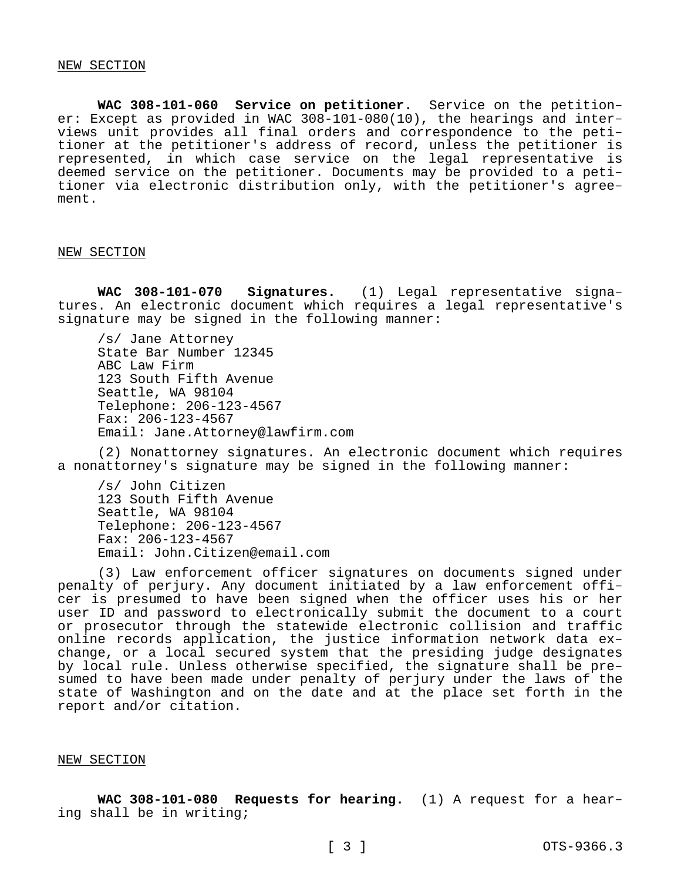NEW SECTION

**WAC 308-101-060 Service on petitioner.** Service on the petitioner: Except as provided in WAC 308-101-080(10), the hearings and interviews unit provides all final orders and correspondence to the petitioner at the petitioner's address of record, unless the petitioner is represented, in which case service on the legal representative is deemed service on the petitioner. Documents may be provided to a petitioner via electronic distribution only, with the petitioner's agreement.

NEW SECTION

**WAC 308-101-070 Signatures.** (1) Legal representative signatures. An electronic document which requires a legal representative's signature may be signed in the following manner:

/s/ Jane Attorney
State Bar Number 12345
ABC Law Firm
123 South Fifth Avenue
Seattle, WA 98104
Telephone: 206-123-4567
Fax: 206-123-4567
Email: Jane.Attorney@lawfirm.com

(2) Nonattorney signatures. An electronic document which requires a nonattorney's signature may be signed in the following manner:

/s/ John Citizen
123 South Fifth Avenue
Seattle, WA 98104
Telephone: 206-123-4567
Fax: 206-123-4567
Email: John.Citizen@email.com

(3) Law enforcement officer signatures on documents signed under penalty of perjury. Any document initiated by a law enforcement officer is presumed to have been signed when the officer uses his or her user ID and password to electronically submit the document to a court or prosecutor through the statewide electronic collision and traffic online records application, the justice information network data exchange, or a local secured system that the presiding judge designates by local rule. Unless otherwise specified, the signature shall be presumed to have been made under penalty of perjury under the laws of the state of Washington and on the date and at the place set forth in the report and/or citation.

NEW SECTION

**WAC 308-101-080 Requests for hearing.** (1) A request for a hearing shall be in writing;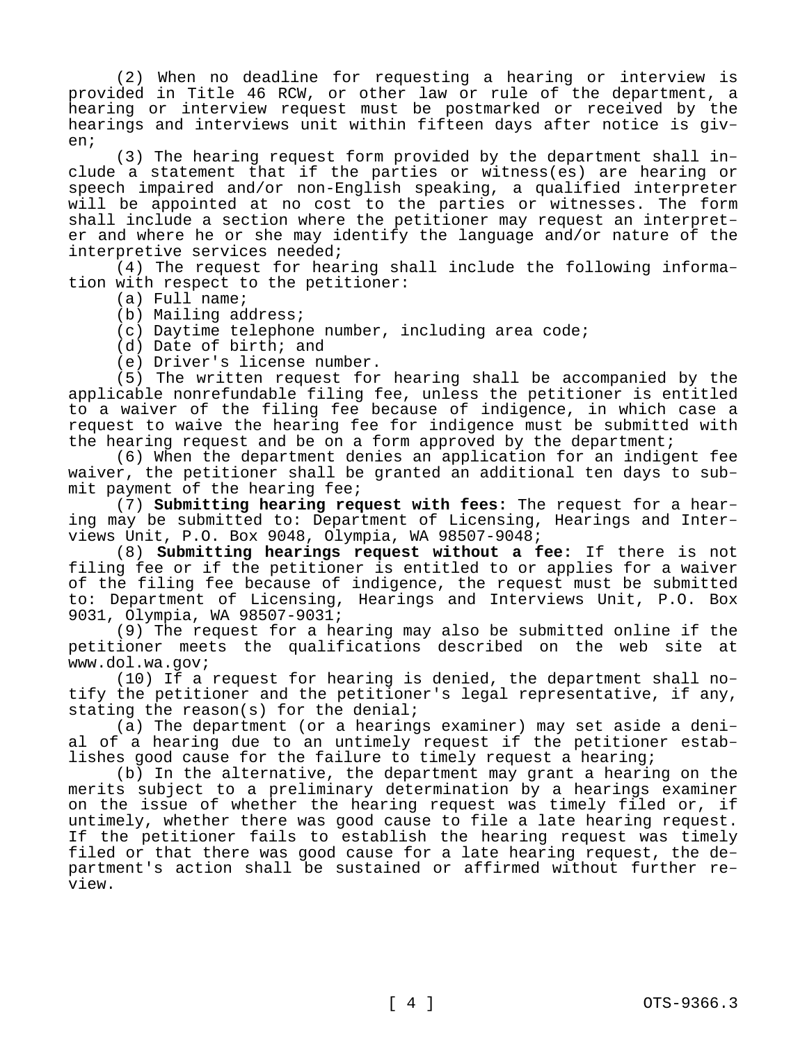(2) When no deadline for requesting a hearing or interview is provided in Title 46 RCW, or other law or rule of the department, a hearing or interview request must be postmarked or received by the hearings and interviews unit within fifteen days after notice is given;

(3) The hearing request form provided by the department shall include a statement that if the parties or witness(es) are hearing or speech impaired and/or non-English speaking, a qualified interpreter will be appointed at no cost to the parties or witnesses. The form shall include a section where the petitioner may request an interpreter and where he or she may identify the language and/or nature of the interpretive services needed;

(4) The request for hearing shall include the following information with respect to the petitioner:

(a) Full name;

(b) Mailing address;

(c) Daytime telephone number, including area code;

(d) Date of birth; and

(e) Driver's license number.

(5) The written request for hearing shall be accompanied by the applicable nonrefundable filing fee, unless the petitioner is entitled to a waiver of the filing fee because of indigence, in which case a request to waive the hearing fee for indigence must be submitted with the hearing request and be on a form approved by the department;

(6) When the department denies an application for an indigent fee waiver, the petitioner shall be granted an additional ten days to submit payment of the hearing fee;

(7) **Submitting hearing request with fees:** The request for a hearing may be submitted to: Department of Licensing, Hearings and Interviews Unit, P.O. Box 9048, Olympia, WA 98507-9048;

(8) **Submitting hearings request without a fee:** If there is not filing fee or if the petitioner is entitled to or applies for a waiver of the filing fee because of indigence, the request must be submitted to: Department of Licensing, Hearings and Interviews Unit, P.O. Box 9031, Olympia, WA 98507-9031;

(9) The request for a hearing may also be submitted online if the petitioner meets the qualifications described on the web site at www.dol.wa.gov;

(10) If a request for hearing is denied, the department shall notify the petitioner and the petitioner's legal representative, if any, stating the reason(s) for the denial;

(a) The department (or a hearings examiner) may set aside a denial of a hearing due to an untimely request if the petitioner establishes good cause for the failure to timely request a hearing;

(b) In the alternative, the department may grant a hearing on the merits subject to a preliminary determination by a hearings examiner on the issue of whether the hearing request was timely filed or, if untimely, whether there was good cause to file a late hearing request. If the petitioner fails to establish the hearing request was timely filed or that there was good cause for a late hearing request, the department's action shall be sustained or affirmed without further review.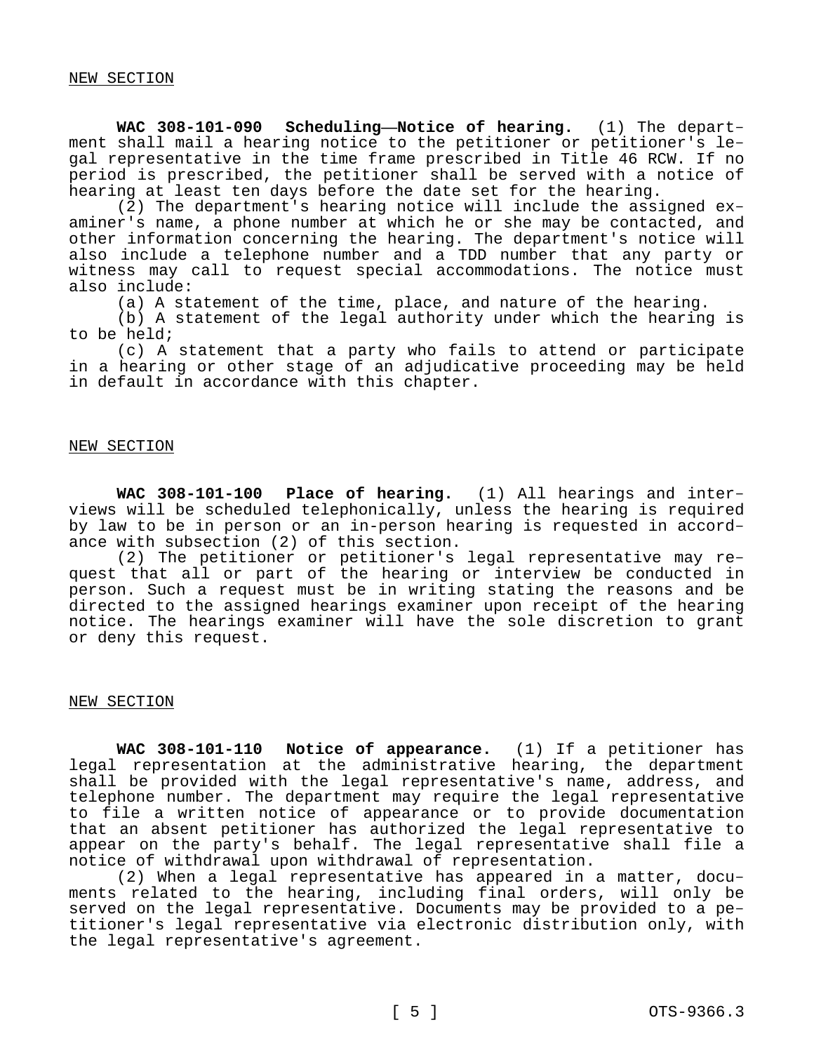NEW SECTION

**WAC 308-101-090 Scheduling—Notice of hearing.** (1) The department shall mail a hearing notice to the petitioner or petitioner's legal representative in the time frame prescribed in Title 46 RCW. If no period is prescribed, the petitioner shall be served with a notice of hearing at least ten days before the date set for the hearing.

(2) The department's hearing notice will include the assigned examiner's name, a phone number at which he or she may be contacted, and other information concerning the hearing. The department's notice will also include a telephone number and a TDD number that any party or witness may call to request special accommodations. The notice must also include:

(a) A statement of the time, place, and nature of the hearing.

(b) A statement of the legal authority under which the hearing is to be held;

(c) A statement that a party who fails to attend or participate in a hearing or other stage of an adjudicative proceeding may be held in default in accordance with this chapter.

NEW SECTION

**WAC 308-101-100 Place of hearing.** (1) All hearings and interviews will be scheduled telephonically, unless the hearing is required by law to be in person or an in-person hearing is requested in accordance with subsection (2) of this section.

(2) The petitioner or petitioner's legal representative may request that all or part of the hearing or interview be conducted in person. Such a request must be in writing stating the reasons and be directed to the assigned hearings examiner upon receipt of the hearing notice. The hearings examiner will have the sole discretion to grant or deny this request.

NEW SECTION

**WAC 308-101-110 Notice of appearance.** (1) If a petitioner has legal representation at the administrative hearing, the department shall be provided with the legal representative's name, address, and telephone number. The department may require the legal representative to file a written notice of appearance or to provide documentation that an absent petitioner has authorized the legal representative to appear on the party's behalf. The legal representative shall file a notice of withdrawal upon withdrawal of representation.

(2) When a legal representative has appeared in a matter, documents related to the hearing, including final orders, will only be served on the legal representative. Documents may be provided to a petitioner's legal representative via electronic distribution only, with the legal representative's agreement.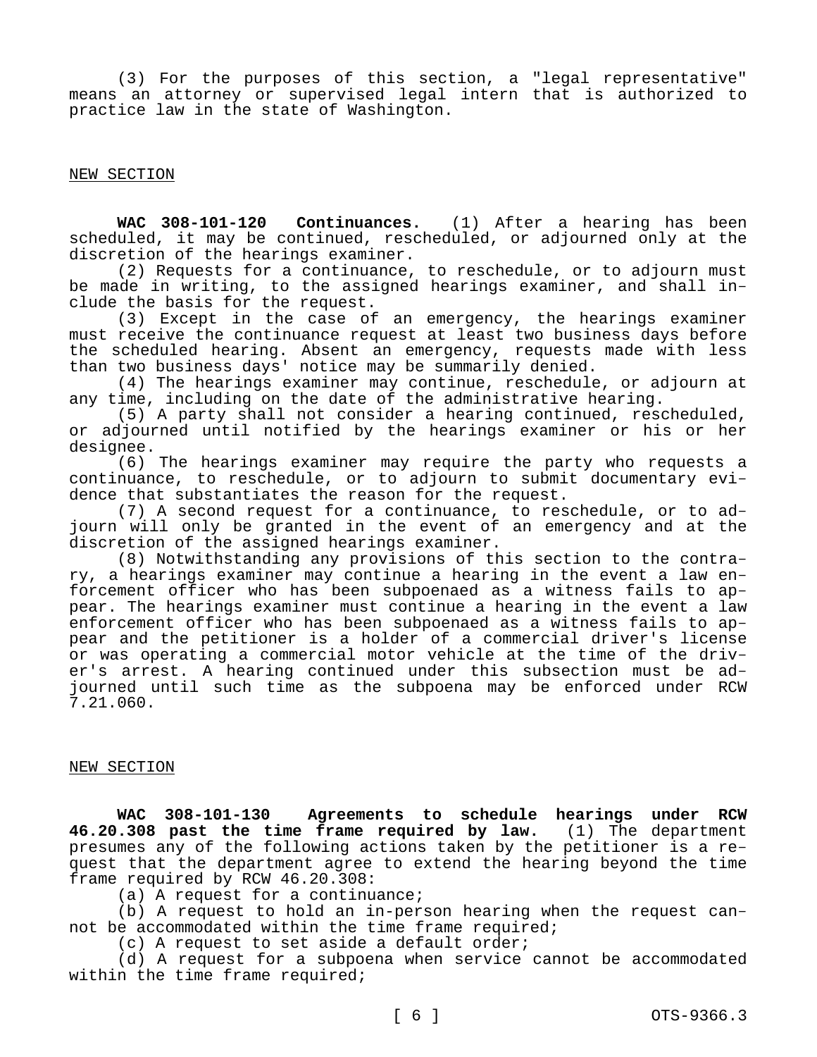(3) For the purposes of this section, a "legal representative" means an attorney or supervised legal intern that is authorized to practice law in the state of Washington.

NEW SECTION

**WAC 308-101-120 Continuances.** (1) After a hearing has been scheduled, it may be continued, rescheduled, or adjourned only at the discretion of the hearings examiner.

(2) Requests for a continuance, to reschedule, or to adjourn must be made in writing, to the assigned hearings examiner, and shall include the basis for the request.

(3) Except in the case of an emergency, the hearings examiner must receive the continuance request at least two business days before the scheduled hearing. Absent an emergency, requests made with less than two business days' notice may be summarily denied.

(4) The hearings examiner may continue, reschedule, or adjourn at any time, including on the date of the administrative hearing.

(5) A party shall not consider a hearing continued, rescheduled, or adjourned until notified by the hearings examiner or his or her designee.

(6) The hearings examiner may require the party who requests a continuance, to reschedule, or to adjourn to submit documentary evidence that substantiates the reason for the request.

(7) A second request for a continuance, to reschedule, or to adjourn will only be granted in the event of an emergency and at the discretion of the assigned hearings examiner.

(8) Notwithstanding any provisions of this section to the contrary, a hearings examiner may continue a hearing in the event a law enforcement officer who has been subpoenaed as a witness fails to appear. The hearings examiner must continue a hearing in the event a law enforcement officer who has been subpoenaed as a witness fails to appear and the petitioner is a holder of a commercial driver's license or was operating a commercial motor vehicle at the time of the driver's arrest. A hearing continued under this subsection must be adjourned until such time as the subpoena may be enforced under RCW 7.21.060.

NEW SECTION

**WAC 308-101-130 Agreements to schedule hearings under RCW 46.20.308 past the time frame required by law.** (1) The department presumes any of the following actions taken by the petitioner is a request that the department agree to extend the hearing beyond the time frame required by RCW 46.20.308:

(a) A request for a continuance;

(b) A request to hold an in-person hearing when the request cannot be accommodated within the time frame required;

(c) A request to set aside a default order;

(d) A request for a subpoena when service cannot be accommodated within the time frame required;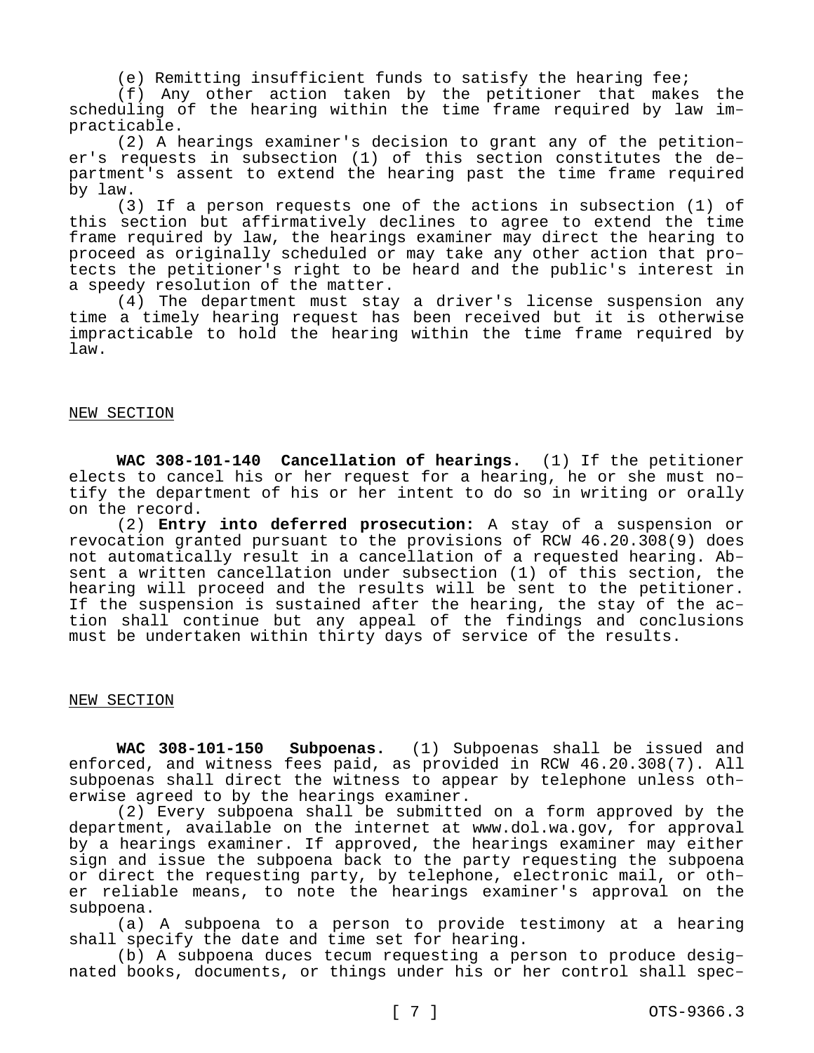(e) Remitting insufficient funds to satisfy the hearing fee;

(f) Any other action taken by the petitioner that makes the scheduling of the hearing within the time frame required by law impracticable.

(2) A hearings examiner's decision to grant any of the petitioner's requests in subsection (1) of this section constitutes the department's assent to extend the hearing past the time frame required by law.

(3) If a person requests one of the actions in subsection (1) of this section but affirmatively declines to agree to extend the time frame required by law, the hearings examiner may direct the hearing to proceed as originally scheduled or may take any other action that protects the petitioner's right to be heard and the public's interest in a speedy resolution of the matter.

(4) The department must stay a driver's license suspension any time a timely hearing request has been received but it is otherwise impracticable to hold the hearing within the time frame required by law.

NEW SECTION

**WAC 308-101-140 Cancellation of hearings.** (1) If the petitioner elects to cancel his or her request for a hearing, he or she must notify the department of his or her intent to do so in writing or orally on the record.

(2) **Entry into deferred prosecution:** A stay of a suspension or revocation granted pursuant to the provisions of RCW 46.20.308(9) does not automatically result in a cancellation of a requested hearing. Absent a written cancellation under subsection (1) of this section, the hearing will proceed and the results will be sent to the petitioner. If the suspension is sustained after the hearing, the stay of the action shall continue but any appeal of the findings and conclusions must be undertaken within thirty days of service of the results.

NEW SECTION

**WAC 308-101-150 Subpoenas.** (1) Subpoenas shall be issued and enforced, and witness fees paid, as provided in RCW 46.20.308(7). All subpoenas shall direct the witness to appear by telephone unless otherwise agreed to by the hearings examiner.

(2) Every subpoena shall be submitted on a form approved by the department, available on the internet at www.dol.wa.gov, for approval by a hearings examiner. If approved, the hearings examiner may either sign and issue the subpoena back to the party requesting the subpoena or direct the requesting party, by telephone, electronic mail, or other reliable means, to note the hearings examiner's approval on the subpoena.

(a) A subpoena to a person to provide testimony at a hearing shall specify the date and time set for hearing.

(b) A subpoena duces tecum requesting a person to produce designated books, documents, or things under his or her control shall spec-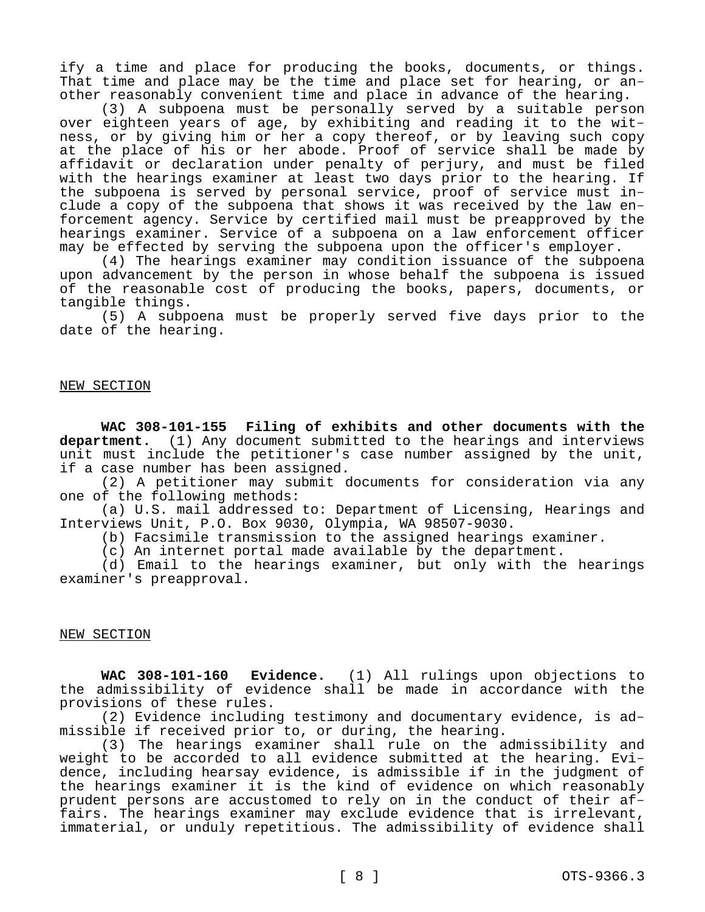ify a time and place for producing the books, documents, or things. That time and place may be the time and place set for hearing, or another reasonably convenient time and place in advance of the hearing.

(3) A subpoena must be personally served by a suitable person over eighteen years of age, by exhibiting and reading it to the witness, or by giving him or her a copy thereof, or by leaving such copy at the place of his or her abode. Proof of service shall be made by affidavit or declaration under penalty of perjury, and must be filed with the hearings examiner at least two days prior to the hearing. If the subpoena is served by personal service, proof of service must include a copy of the subpoena that shows it was received by the law enforcement agency. Service by certified mail must be preapproved by the hearings examiner. Service of a subpoena on a law enforcement officer may be effected by serving the subpoena upon the officer's employer.

(4) The hearings examiner may condition issuance of the subpoena upon advancement by the person in whose behalf the subpoena is issued of the reasonable cost of producing the books, papers, documents, or tangible things.

(5) A subpoena must be properly served five days prior to the date of the hearing.

NEW SECTION

**WAC 308-101-155 Filing of exhibits and other documents with the department.** (1) Any document submitted to the hearings and interviews unit must include the petitioner's case number assigned by the unit, if a case number has been assigned.

(2) A petitioner may submit documents for consideration via any one of the following methods:

(a) U.S. mail addressed to: Department of Licensing, Hearings and Interviews Unit, P.O. Box 9030, Olympia, WA 98507-9030.

(b) Facsimile transmission to the assigned hearings examiner.

(c) An internet portal made available by the department.

(d) Email to the hearings examiner, but only with the hearings examiner's preapproval.

NEW SECTION

**WAC 308-101-160 Evidence.** (1) All rulings upon objections to the admissibility of evidence shall be made in accordance with the provisions of these rules.

(2) Evidence including testimony and documentary evidence, is admissible if received prior to, or during, the hearing.

(3) The hearings examiner shall rule on the admissibility and weight to be accorded to all evidence submitted at the hearing. Evidence, including hearsay evidence, is admissible if in the judgment of the hearings examiner it is the kind of evidence on which reasonably prudent persons are accustomed to rely on in the conduct of their affairs. The hearings examiner may exclude evidence that is irrelevant, immaterial, or unduly repetitious. The admissibility of evidence shall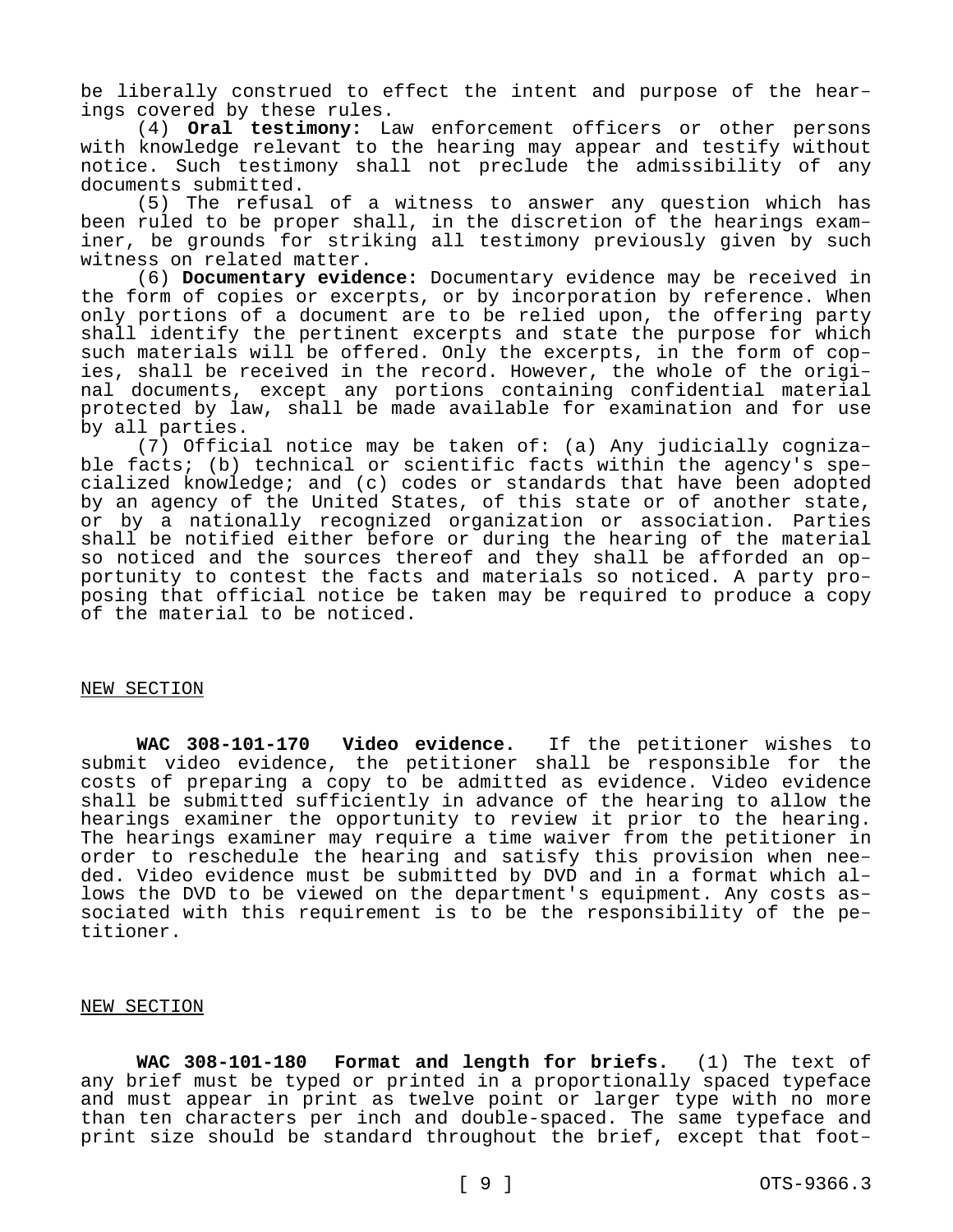be liberally construed to effect the intent and purpose of the hearings covered by these rules.

(4) **Oral testimony:** Law enforcement officers or other persons with knowledge relevant to the hearing may appear and testify without notice. Such testimony shall not preclude the admissibility of any documents submitted.

(5) The refusal of a witness to answer any question which has been ruled to be proper shall, in the discretion of the hearings examiner, be grounds for striking all testimony previously given by such witness on related matter.

(6) **Documentary evidence:** Documentary evidence may be received in the form of copies or excerpts, or by incorporation by reference. When only portions of a document are to be relied upon, the offering party shall identify the pertinent excerpts and state the purpose for which such materials will be offered. Only the excerpts, in the form of copies, shall be received in the record. However, the whole of the original documents, except any portions containing confidential material protected by law, shall be made available for examination and for use by all parties.

(7) Official notice may be taken of: (a) Any judicially cognizable facts; (b) technical or scientific facts within the agency's specialized knowledge; and (c) codes or standards that have been adopted by an agency of the United States, of this state or of another state, or by a nationally recognized organization or association. Parties shall be notified either before or during the hearing of the material so noticed and the sources thereof and they shall be afforded an opportunity to contest the facts and materials so noticed. A party proposing that official notice be taken may be required to produce a copy of the material to be noticed.

NEW SECTION

**WAC 308-101-170 Video evidence.** If the petitioner wishes to submit video evidence, the petitioner shall be responsible for the costs of preparing a copy to be admitted as evidence. Video evidence shall be submitted sufficiently in advance of the hearing to allow the hearings examiner the opportunity to review it prior to the hearing. The hearings examiner may require a time waiver from the petitioner in order to reschedule the hearing and satisfy this provision when needed. Video evidence must be submitted by DVD and in a format which allows the DVD to be viewed on the department's equipment. Any costs associated with this requirement is to be the responsibility of the petitioner.

NEW SECTION

**WAC 308-101-180 Format and length for briefs.** (1) The text of any brief must be typed or printed in a proportionally spaced typeface and must appear in print as twelve point or larger type with no more than ten characters per inch and double-spaced. The same typeface and print size should be standard throughout the brief, except that foot-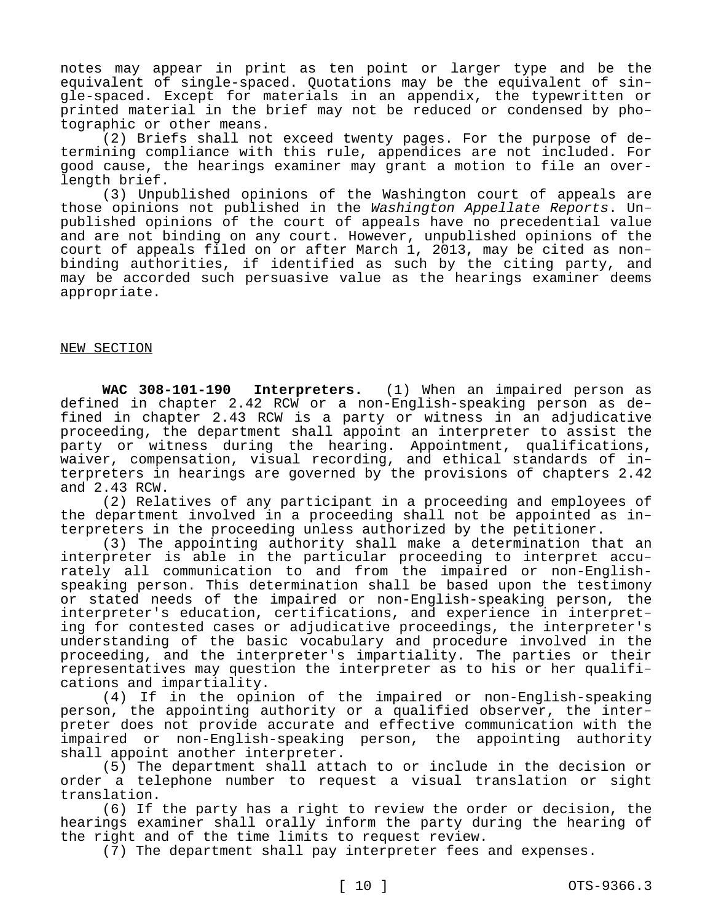notes may appear in print as ten point or larger type and be the equivalent of single-spaced. Quotations may be the equivalent of single-spaced. Except for materials in an appendix, the typewritten or printed material in the brief may not be reduced or condensed by photographic or other means.

(2) Briefs shall not exceed twenty pages. For the purpose of determining compliance with this rule, appendices are not included. For good cause, the hearings examiner may grant a motion to file an overlength brief.

(3) Unpublished opinions of the Washington court of appeals are those opinions not published in the *Washington Appellate Reports*. Unpublished opinions of the court of appeals have no precedential value and are not binding on any court. However, unpublished opinions of the court of appeals filed on or after March 1, 2013, may be cited as nonbinding authorities, if identified as such by the citing party, and may be accorded such persuasive value as the hearings examiner deems appropriate.

NEW SECTION

**WAC 308-101-190 Interpreters.** (1) When an impaired person as defined in chapter 2.42 RCW or a non-English-speaking person as defined in chapter 2.43 RCW is a party or witness in an adjudicative proceeding, the department shall appoint an interpreter to assist the party or witness during the hearing. Appointment, qualifications, waiver, compensation, visual recording, and ethical standards of interpreters in hearings are governed by the provisions of chapters 2.42 and 2.43 RCW.

(2) Relatives of any participant in a proceeding and employees of the department involved in a proceeding shall not be appointed as interpreters in the proceeding unless authorized by the petitioner.

(3) The appointing authority shall make a determination that an interpreter is able in the particular proceeding to interpret accurately all communication to and from the impaired or non-English-speaking person. This determination shall be based upon the testimony or stated needs of the impaired or non-English-speaking person, the interpreter's education, certifications, and experience in interpreting for contested cases or adjudicative proceedings, the interpreter's understanding of the basic vocabulary and procedure involved in the proceeding, and the interpreter's impartiality. The parties or their representatives may question the interpreter as to his or her qualifications and impartiality.

(4) If in the opinion of the impaired or non-English-speaking person, the appointing authority or a qualified observer, the interpreter does not provide accurate and effective communication with the impaired or non-English-speaking person, the appointing authority shall appoint another interpreter.

(5) The department shall attach to or include in the decision or order a telephone number to request a visual translation or sight translation.

(6) If the party has a right to review the order or decision, the hearings examiner shall orally inform the party during the hearing of the right and of the time limits to request review.

(7) The department shall pay interpreter fees and expenses.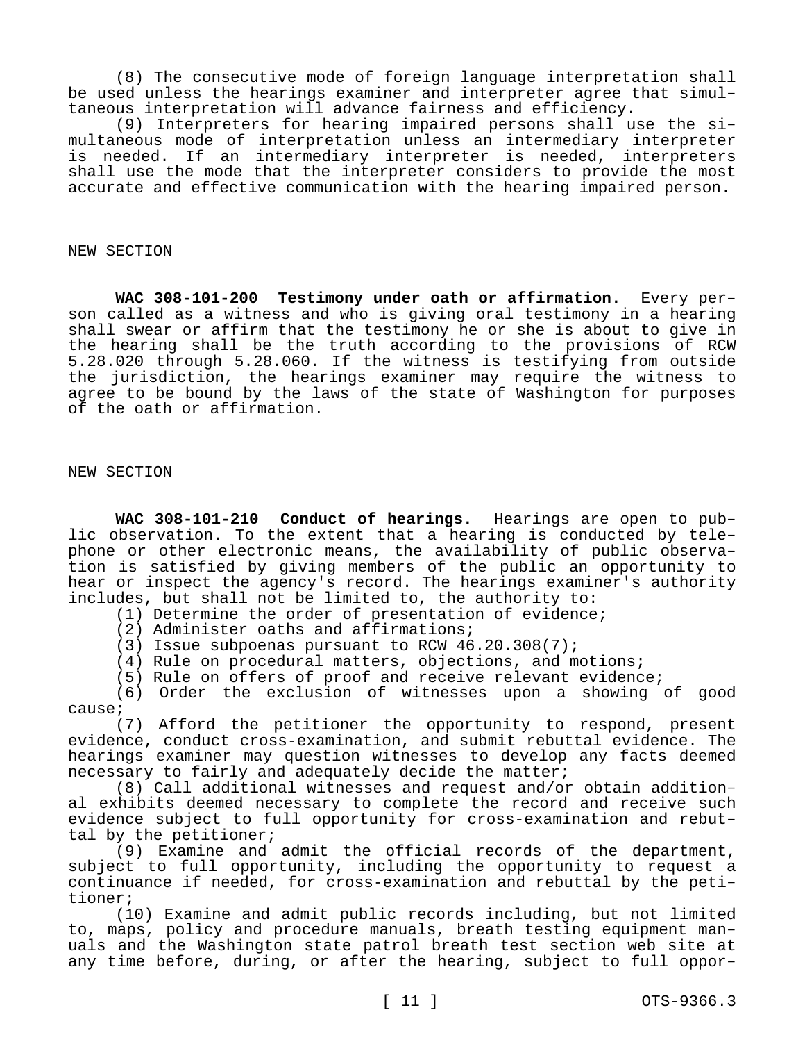(8) The consecutive mode of foreign language interpretation shall be used unless the hearings examiner and interpreter agree that simultaneous interpretation will advance fairness and efficiency.

(9) Interpreters for hearing impaired persons shall use the simultaneous mode of interpretation unless an intermediary interpreter is needed. If an intermediary interpreter is needed, interpreters shall use the mode that the interpreter considers to provide the most accurate and effective communication with the hearing impaired person.

NEW SECTION

**WAC 308-101-200 Testimony under oath or affirmation.** Every person called as a witness and who is giving oral testimony in a hearing shall swear or affirm that the testimony he or she is about to give in the hearing shall be the truth according to the provisions of RCW 5.28.020 through 5.28.060. If the witness is testifying from outside the jurisdiction, the hearings examiner may require the witness to agree to be bound by the laws of the state of Washington for purposes of the oath or affirmation.

NEW SECTION

**WAC 308-101-210 Conduct of hearings.** Hearings are open to public observation. To the extent that a hearing is conducted by telephone or other electronic means, the availability of public observation is satisfied by giving members of the public an opportunity to hear or inspect the agency's record. The hearings examiner's authority includes, but shall not be limited to, the authority to:

(1) Determine the order of presentation of evidence;

(2) Administer oaths and affirmations;

(3) Issue subpoenas pursuant to RCW 46.20.308(7);

(4) Rule on procedural matters, objections, and motions;

(5) Rule on offers of proof and receive relevant evidence;

(6) Order the exclusion of witnesses upon a showing of good cause;

(7) Afford the petitioner the opportunity to respond, present evidence, conduct cross-examination, and submit rebuttal evidence. The hearings examiner may question witnesses to develop any facts deemed necessary to fairly and adequately decide the matter;

(8) Call additional witnesses and request and/or obtain additional exhibits deemed necessary to complete the record and receive such evidence subject to full opportunity for cross-examination and rebuttal by the petitioner;

(9) Examine and admit the official records of the department, subject to full opportunity, including the opportunity to request a continuance if needed, for cross-examination and rebuttal by the petitioner;

(10) Examine and admit public records including, but not limited to, maps, policy and procedure manuals, breath testing equipment manuals and the Washington state patrol breath test section web site at any time before, during, or after the hearing, subject to full oppor-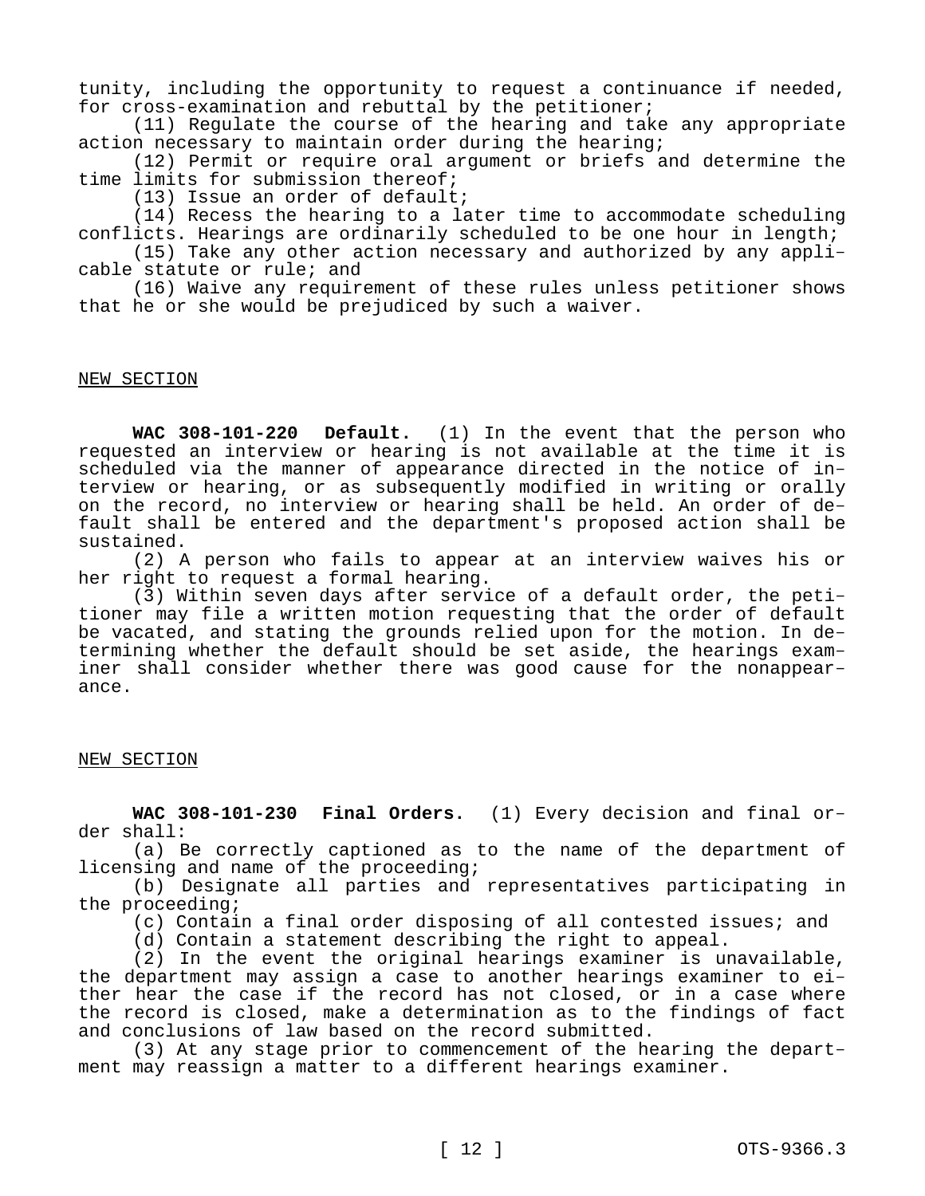tunity, including the opportunity to request a continuance if needed, for cross-examination and rebuttal by the petitioner;

(11) Regulate the course of the hearing and take any appropriate action necessary to maintain order during the hearing;

(12) Permit or require oral argument or briefs and determine the time limits for submission thereof;

(13) Issue an order of default;

(14) Recess the hearing to a later time to accommodate scheduling conflicts. Hearings are ordinarily scheduled to be one hour in length;

(15) Take any other action necessary and authorized by any applicable statute or rule; and

(16) Waive any requirement of these rules unless petitioner shows that he or she would be prejudiced by such a waiver.

NEW SECTION

**WAC 308-101-220 Default.** (1) In the event that the person who requested an interview or hearing is not available at the time it is scheduled via the manner of appearance directed in the notice of interview or hearing, or as subsequently modified in writing or orally on the record, no interview or hearing shall be held. An order of default shall be entered and the department's proposed action shall be sustained.

(2) A person who fails to appear at an interview waives his or her right to request a formal hearing.

(3) Within seven days after service of a default order, the petitioner may file a written motion requesting that the order of default be vacated, and stating the grounds relied upon for the motion. In determining whether the default should be set aside, the hearings examiner shall consider whether there was good cause for the nonappearance.

NEW SECTION

**WAC 308-101-230 Final Orders.** (1) Every decision and final order shall:

(a) Be correctly captioned as to the name of the department of licensing and name of the proceeding;

(b) Designate all parties and representatives participating in the proceeding;

(c) Contain a final order disposing of all contested issues; and

(d) Contain a statement describing the right to appeal.

(2) In the event the original hearings examiner is unavailable, the department may assign a case to another hearings examiner to either hear the case if the record has not closed, or in a case where the record is closed, make a determination as to the findings of fact and conclusions of law based on the record submitted.

(3) At any stage prior to commencement of the hearing the department may reassign a matter to a different hearings examiner.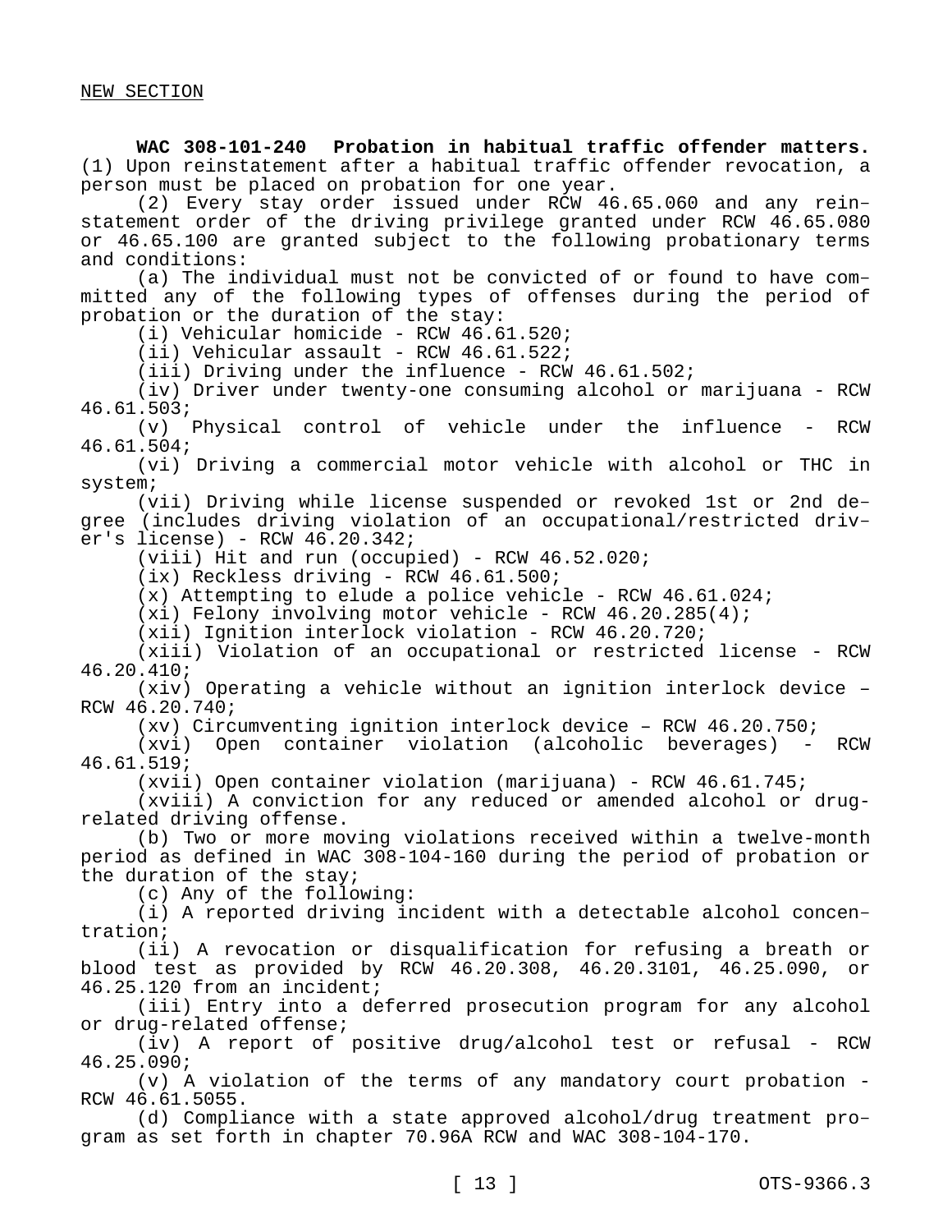NEW SECTION

**WAC 308-101-240 Probation in habitual traffic offender matters.** (1) Upon reinstatement after a habitual traffic offender revocation, a person must be placed on probation for one year.

(2) Every stay order issued under RCW 46.65.060 and any reinstatement order of the driving privilege granted under RCW 46.65.080 or 46.65.100 are granted subject to the following probationary terms and conditions:

(a) The individual must not be convicted of or found to have committed any of the following types of offenses during the period of probation or the duration of the stay:

(i) Vehicular homicide - RCW 46.61.520;

(ii) Vehicular assault - RCW 46.61.522;

(iii) Driving under the influence - RCW 46.61.502;

(iv) Driver under twenty-one consuming alcohol or marijuana - RCW 46.61.503;

(v) Physical control of vehicle under the influence - RCW 46.61.504;

(vi) Driving a commercial motor vehicle with alcohol or THC in system;

(vii) Driving while license suspended or revoked 1st or 2nd degree (includes driving violation of an occupational/restricted driver's license) - RCW 46.20.342;

(viii) Hit and run (occupied) - RCW 46.52.020;

(ix) Reckless driving - RCW 46.61.500;

(x) Attempting to elude a police vehicle - RCW 46.61.024;

(xi) Felony involving motor vehicle - RCW 46.20.285(4);

(xii) Ignition interlock violation - RCW 46.20.720;

(xiii) Violation of an occupational or restricted license - RCW 46.20.410;

(xiv) Operating a vehicle without an ignition interlock device – RCW 46.20.740;

(xv) Circumventing ignition interlock device – RCW 46.20.750;

(xvi) Open container violation (alcoholic beverages) - RCW 46.61.519;

(xvii) Open container violation (marijuana) - RCW 46.61.745;

(xviii) A conviction for any reduced or amended alcohol or drug-related driving offense.

(b) Two or more moving violations received within a twelve-month period as defined in WAC 308-104-160 during the period of probation or the duration of the stay;

(c) Any of the following:

(i) A reported driving incident with a detectable alcohol concentration;

(ii) A revocation or disqualification for refusing a breath or blood test as provided by RCW 46.20.308, 46.20.3101, 46.25.090, or 46.25.120 from an incident;

(iii) Entry into a deferred prosecution program for any alcohol or drug-related offense;

(iv) A report of positive drug/alcohol test or refusal - RCW 46.25.090;

(v) A violation of the terms of any mandatory court probation - RCW 46.61.5055.

(d) Compliance with a state approved alcohol/drug treatment program as set forth in chapter 70.96A RCW and WAC 308-104-170.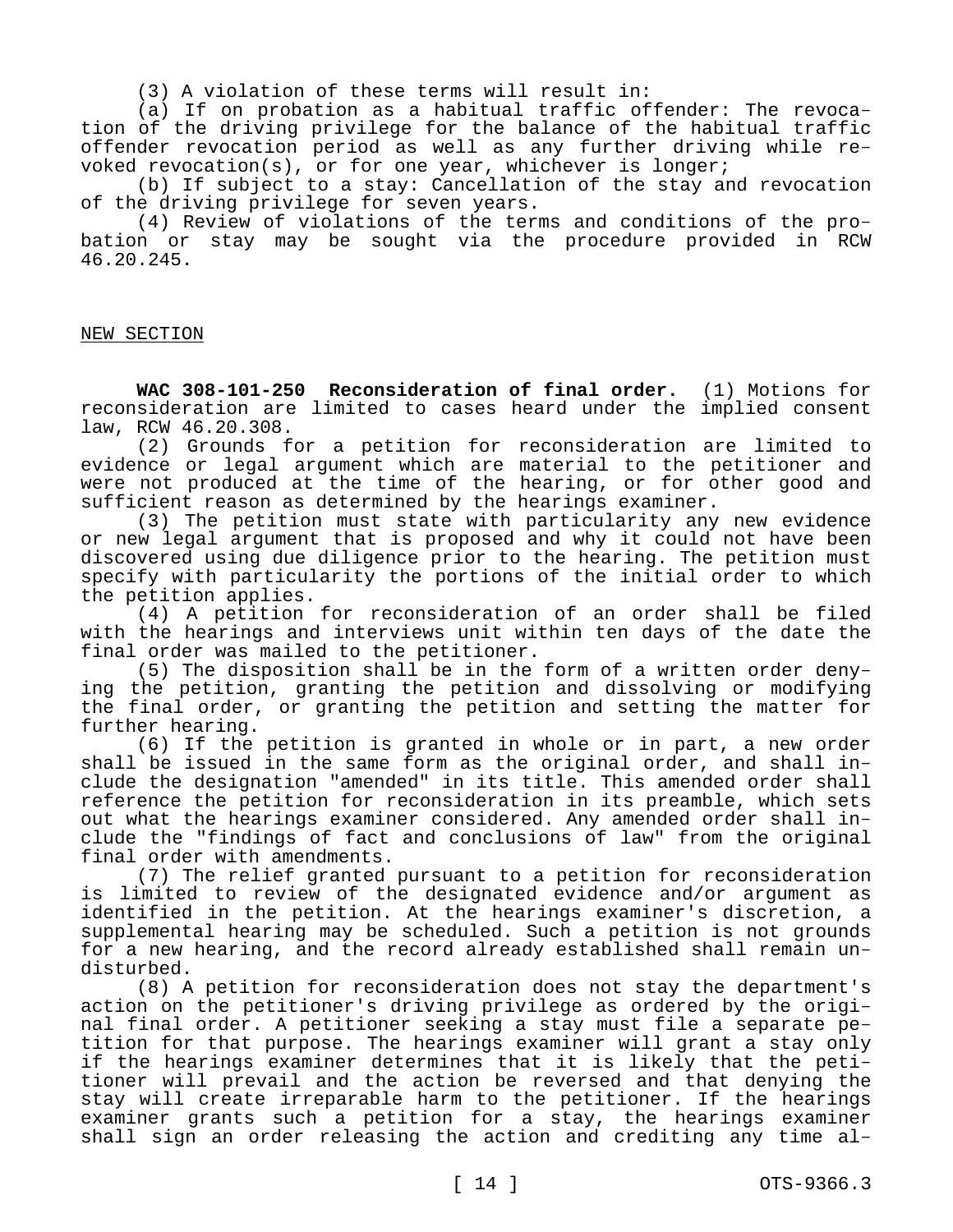(3) A violation of these terms will result in:

(a) If on probation as a habitual traffic offender: The revocation of the driving privilege for the balance of the habitual traffic offender revocation period as well as any further driving while revoked revocation(s), or for one year, whichever is longer;

(b) If subject to a stay: Cancellation of the stay and revocation of the driving privilege for seven years.

(4) Review of violations of the terms and conditions of the probation or stay may be sought via the procedure provided in RCW 46.20.245.

NEW SECTION

**WAC 308-101-250 Reconsideration of final order.** (1) Motions for reconsideration are limited to cases heard under the implied consent law, RCW 46.20.308.

(2) Grounds for a petition for reconsideration are limited to evidence or legal argument which are material to the petitioner and were not produced at the time of the hearing, or for other good and sufficient reason as determined by the hearings examiner.

(3) The petition must state with particularity any new evidence or new legal argument that is proposed and why it could not have been discovered using due diligence prior to the hearing. The petition must specify with particularity the portions of the initial order to which the petition applies.

(4) A petition for reconsideration of an order shall be filed with the hearings and interviews unit within ten days of the date the final order was mailed to the petitioner.

(5) The disposition shall be in the form of a written order denying the petition, granting the petition and dissolving or modifying the final order, or granting the petition and setting the matter for further hearing.

(6) If the petition is granted in whole or in part, a new order shall be issued in the same form as the original order, and shall include the designation "amended" in its title. This amended order shall reference the petition for reconsideration in its preamble, which sets out what the hearings examiner considered. Any amended order shall include the "findings of fact and conclusions of law" from the original final order with amendments.

(7) The relief granted pursuant to a petition for reconsideration is limited to review of the designated evidence and/or argument as identified in the petition. At the hearings examiner's discretion, a supplemental hearing may be scheduled. Such a petition is not grounds for a new hearing, and the record already established shall remain undisturbed.

(8) A petition for reconsideration does not stay the department's action on the petitioner's driving privilege as ordered by the original final order. A petitioner seeking a stay must file a separate petition for that purpose. The hearings examiner will grant a stay only if the hearings examiner determines that it is likely that the petitioner will prevail and the action be reversed and that denying the stay will create irreparable harm to the petitioner. If the hearings examiner grants such a petition for a stay, the hearings examiner shall sign an order releasing the action and crediting any time al-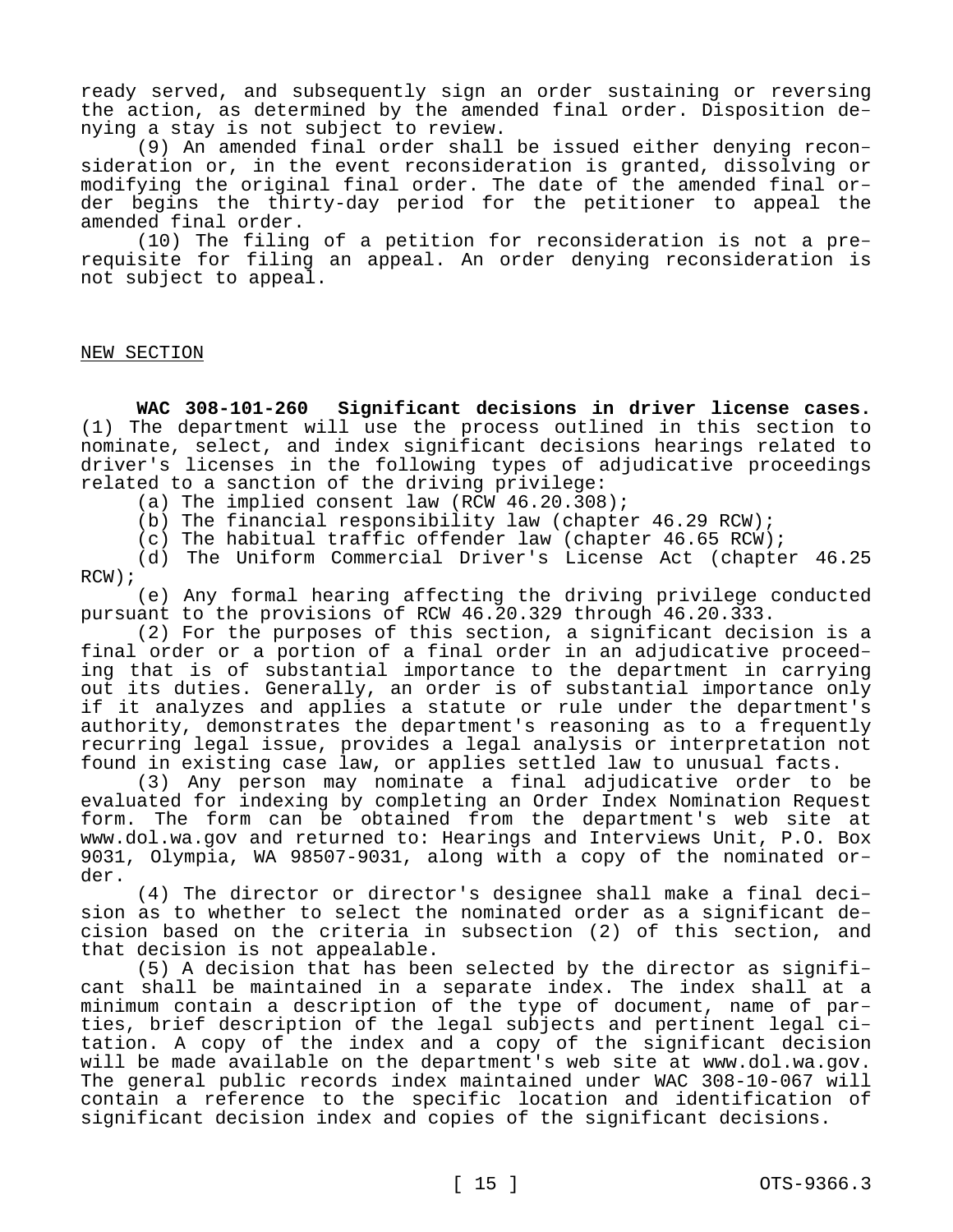ready served, and subsequently sign an order sustaining or reversing the action, as determined by the amended final order. Disposition denying a stay is not subject to review.

(9) An amended final order shall be issued either denying reconsideration or, in the event reconsideration is granted, dissolving or modifying the original final order. The date of the amended final order begins the thirty-day period for the petitioner to appeal the amended final order.

(10) The filing of a petition for reconsideration is not a prerequisite for filing an appeal. An order denying reconsideration is not subject to appeal.

NEW SECTION

**WAC 308-101-260 Significant decisions in driver license cases.** (1) The department will use the process outlined in this section to nominate, select, and index significant decisions hearings related to driver's licenses in the following types of adjudicative proceedings related to a sanction of the driving privilege:

(a) The implied consent law (RCW 46.20.308);

(b) The financial responsibility law (chapter 46.29 RCW);

(c) The habitual traffic offender law (chapter 46.65 RCW);

(d) The Uniform Commercial Driver's License Act (chapter 46.25 RCW);

(e) Any formal hearing affecting the driving privilege conducted pursuant to the provisions of RCW 46.20.329 through 46.20.333.

(2) For the purposes of this section, a significant decision is a final order or a portion of a final order in an adjudicative proceeding that is of substantial importance to the department in carrying out its duties. Generally, an order is of substantial importance only if it analyzes and applies a statute or rule under the department's authority, demonstrates the department's reasoning as to a frequently recurring legal issue, provides a legal analysis or interpretation not found in existing case law, or applies settled law to unusual facts.

(3) Any person may nominate a final adjudicative order to be evaluated for indexing by completing an Order Index Nomination Request form. The form can be obtained from the department's web site at www.dol.wa.gov and returned to: Hearings and Interviews Unit, P.O. Box 9031, Olympia, WA 98507-9031, along with a copy of the nominated order.

(4) The director or director's designee shall make a final decision as to whether to select the nominated order as a significant decision based on the criteria in subsection (2) of this section, and that decision is not appealable.

(5) A decision that has been selected by the director as significant shall be maintained in a separate index. The index shall at a minimum contain a description of the type of document, name of parties, brief description of the legal subjects and pertinent legal citation. A copy of the index and a copy of the significant decision will be made available on the department's web site at www.dol.wa.gov. The general public records index maintained under WAC 308-10-067 will contain a reference to the specific location and identification of significant decision index and copies of the significant decisions.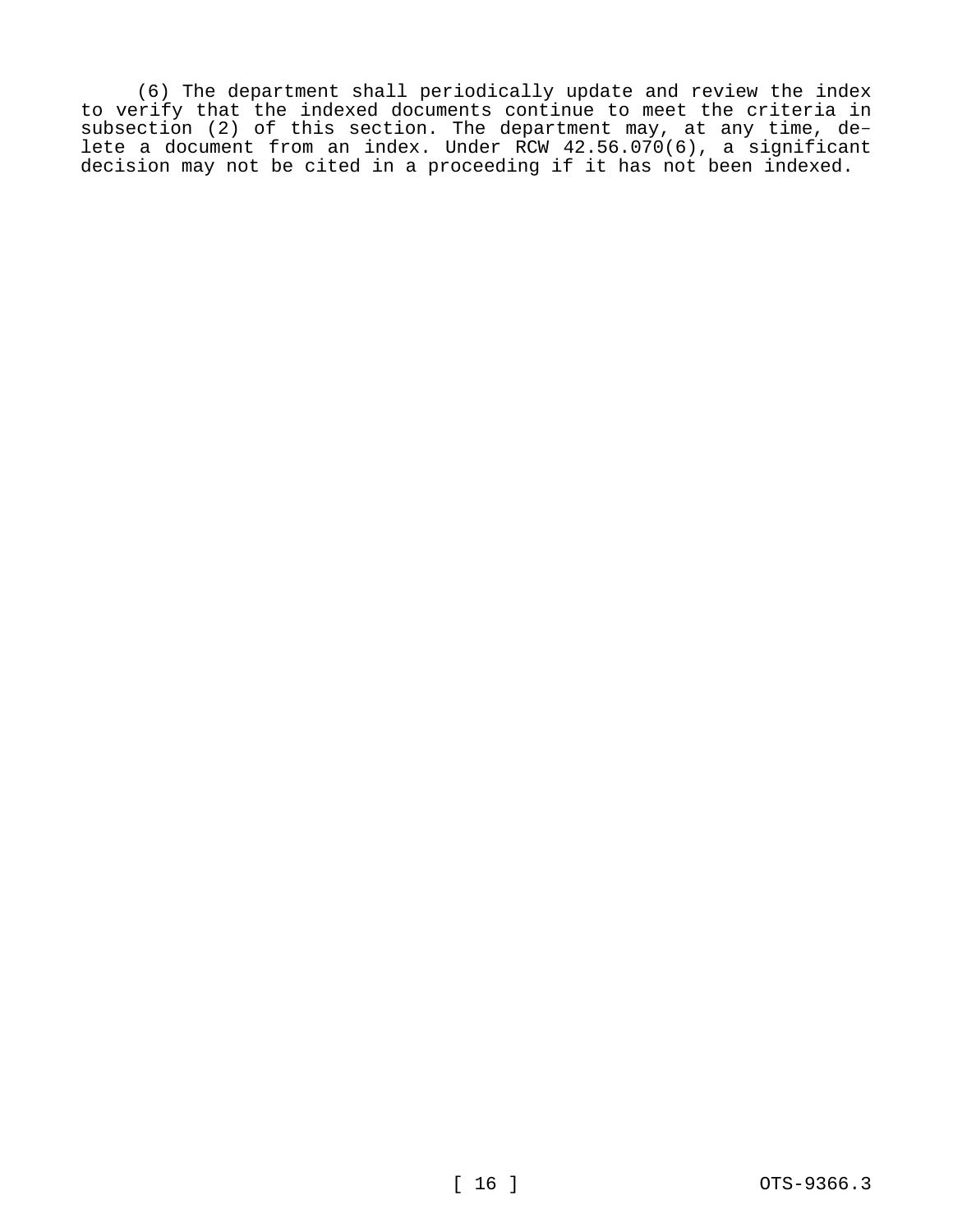(6) The department shall periodically update and review the index to verify that the indexed documents continue to meet the criteria in subsection (2) of this section. The department may, at any time, delete a document from an index. Under RCW 42.56.070(6), a significant decision may not be cited in a proceeding if it has not been indexed.